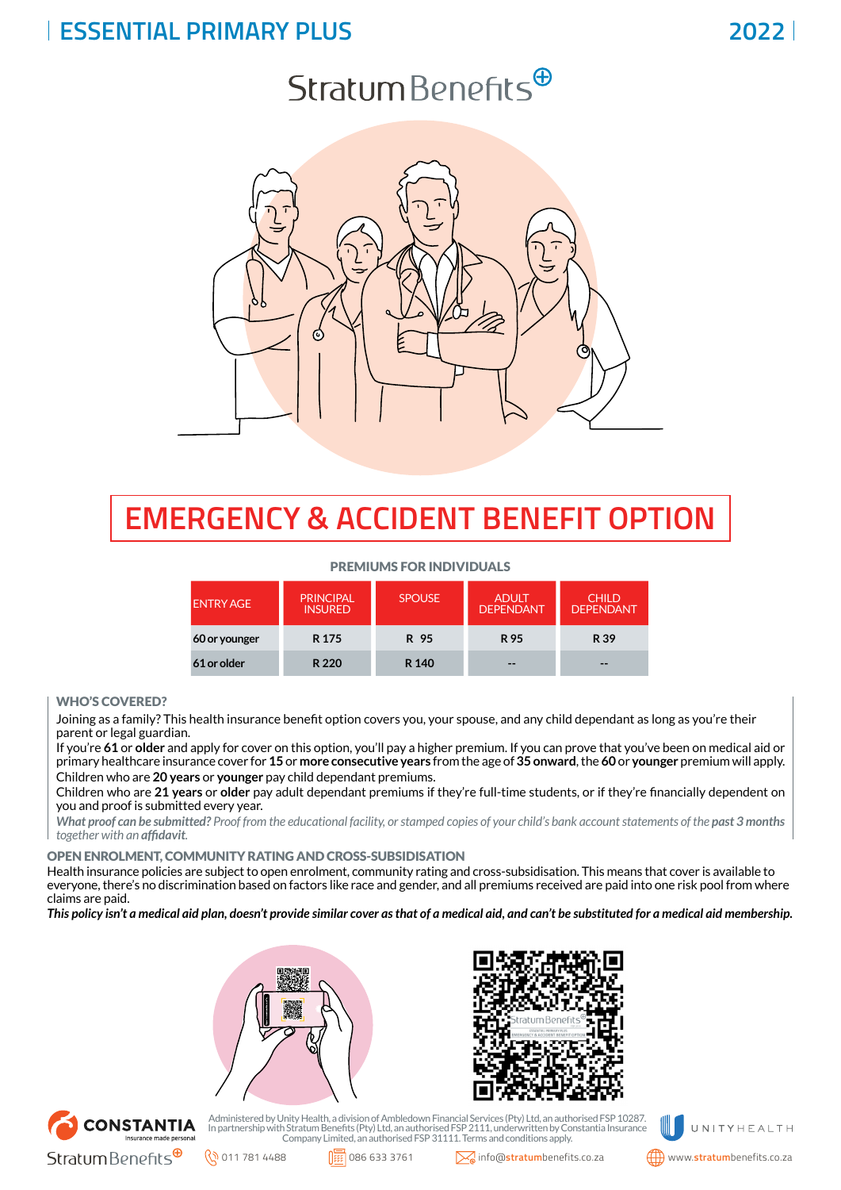# ESSENTIAL PRIMARY PLUS

2022

Stratum Benefits

## EMERGENCY & ACCIDENT BENEFIT OPTION

**PREMIUMS FOR INDIVIDUALS**

| ENTRY AGE | PRINCIPAL INSURED | SPOUSE | ADULT DEPENDANT | CHILD DEPENDANT |
|---|---|---|---|---|
| 60 or younger | R 175 | R 95 | R 95 | R 39 |
| 61 or older | R 220 | R 140 | -- | -- |

### WHO'S COVERED?

Joining as a family? This health insurance benefit option covers you, your spouse, and any child dependant as long as you're their parent or legal guardian.

If you're **61** or **older** and apply for cover on this option, you'll pay a higher premium. If you can prove that you've been on medical aid or primary healthcare insurance cover for **15** or **more consecutive years** from the age of **35 onward**, the **60** or **younger** premium will apply.

Children who are **20 years** or **younger** pay child dependant premiums.

Children who are **21 years** or **older** pay adult dependant premiums if they're full-time students, or if they're financially dependent on you and proof is submitted every year.

*What proof can be submitted? Proof from the educational facility, or stamped copies of your child's bank account statements of the **past 3 months** together with an **affidavit**.*

### OPEN ENROLMENT, COMMUNITY RATING AND CROSS-SUBSIDISATION

Health insurance policies are subject to open enrolment, community rating and cross-subsidisation. This means that cover is available to everyone, there's no discrimination based on factors like race and gender, and all premiums received are paid into one risk pool from where claims are paid.

***This policy isn't a medical aid plan, doesn't provide similar cover as that of a medical aid, and can't be substituted for a medical aid membership.***

CONSTANTIA Insurance made personal

Administered by Unity Health, a division of Ambledown Financial Services (Pty) Ltd, an authorised FSP 10287. In partnership with Stratum Benefits (Pty) Ltd, an authorised FSP 2111, underwritten by Constantia Insurance Company Limited, an authorised FSP 31111. Terms and conditions apply.

UNITYHEALTH

Stratum Benefits | 011 781 4488 | 086 633 3761 | info@stratumbenefits.co.za | www.stratumbenefits.co.za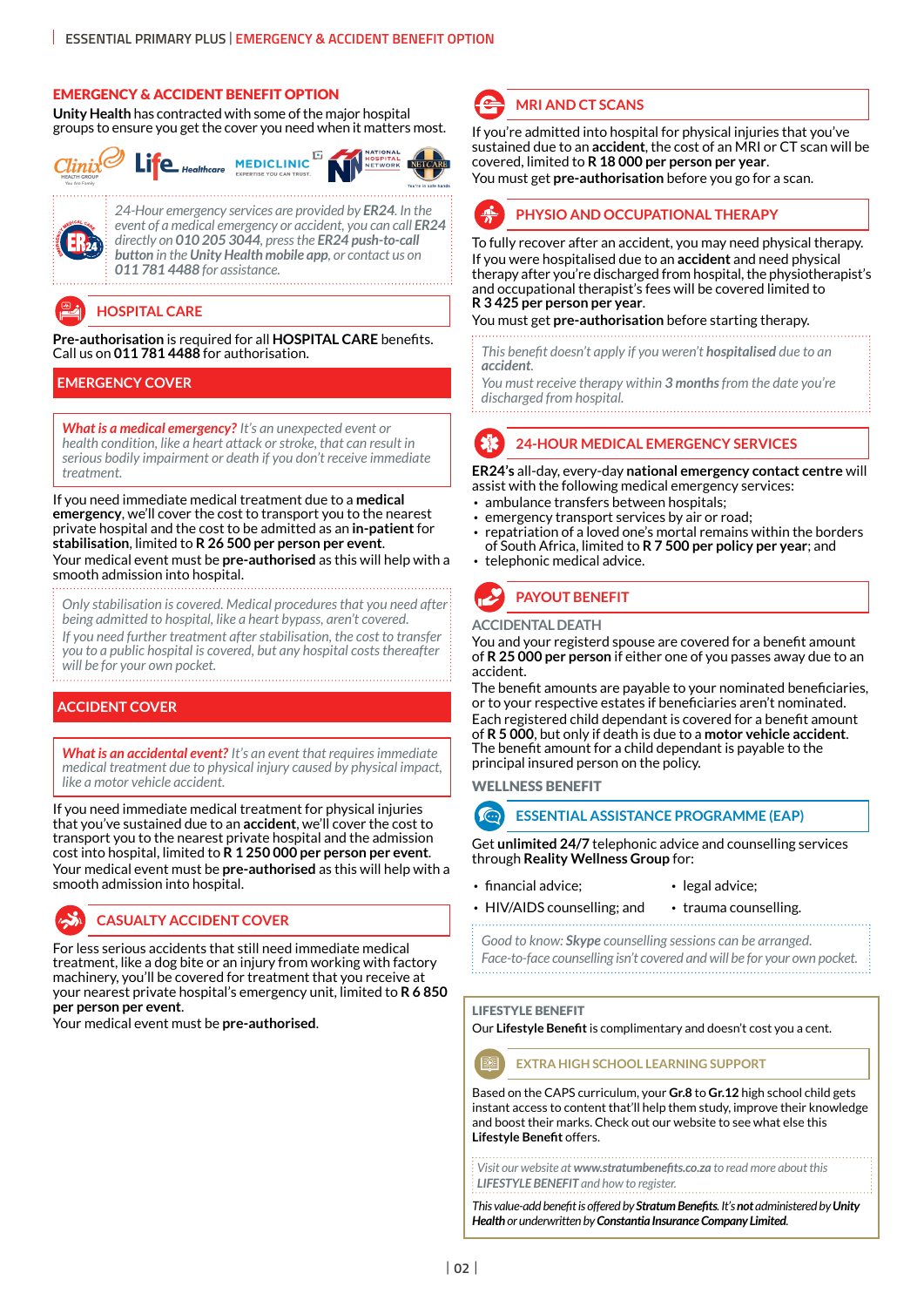## EMERGENCY & ACCIDENT BENEFIT OPTION

**Unity Health** has contracted with some of the major hospital groups to ensure you get the cover you need when it matters most.

*24-Hour emergency services are provided by **ER24**. In the event of a medical emergency or accident, you can call **ER24** directly on **010 205 3044**, press the **ER24 push-to-call button** in the **Unity Health mobile app**, or contact us on **011 781 4488** for assistance.*

### HOSPITAL CARE

**Pre-authorisation** is required for all **HOSPITAL CARE** benefits. Call us on **011 781 4488** for authorisation.

#### EMERGENCY COVER

***What is a medical emergency?*** *It's an unexpected event or health condition, like a heart attack or stroke, that can result in serious bodily impairment or death if you don't receive immediate treatment.*

If you need immediate medical treatment due to a **medical emergency**, we'll cover the cost to transport you to the nearest private hospital and the cost to be admitted as an **in-patient** for **stabilisation**, limited to **R 26 500 per person per event**.
Your medical event must be **pre-authorised** as this will help with a smooth admission into hospital.

*Only stabilisation is covered. Medical procedures that you need after being admitted to hospital, like a heart bypass, aren't covered.*
*If you need further treatment after stabilisation, the cost to transfer you to a public hospital is covered, but any hospital costs thereafter will be for your own pocket.*

#### ACCIDENT COVER

***What is an accidental event?*** *It's an event that requires immediate medical treatment due to physical injury caused by physical impact, like a motor vehicle accident.*

If you need immediate medical treatment for physical injuries that you've sustained due to an **accident**, we'll cover the cost to transport you to the nearest private hospital and the admission cost into hospital, limited to **R 1 250 000 per person per event**.
Your medical event must be **pre-authorised** as this will help with a smooth admission into hospital.

### CASUALTY ACCIDENT COVER

For less serious accidents that still need immediate medical treatment, like a dog bite or an injury from working with factory machinery, you'll be covered for treatment that you receive at your nearest private hospital's emergency unit, limited to **R 6 850 per person per event**.
Your medical event must be **pre-authorised**.

### MRI AND CT SCANS

If you're admitted into hospital for physical injuries that you've sustained due to an **accident**, the cost of an MRI or CT scan will be covered, limited to **R 18 000 per person per year**.
You must get **pre-authorisation** before you go for a scan.

### PHYSIO AND OCCUPATIONAL THERAPY

To fully recover after an accident, you may need physical therapy. If you were hospitalised due to an **accident** and need physical therapy after you're discharged from hospital, the physiotherapist's and occupational therapist's fees will be covered limited to **R 3 425 per person per year**.
You must get **pre-authorisation** before starting therapy.

*This benefit doesn't apply if you weren't **hospitalised** due to an **accident**.*
*You must receive therapy within **3 months** from the date you're discharged from hospital.*

### 24-HOUR MEDICAL EMERGENCY SERVICES

**ER24's** all-day, every-day **national emergency contact centre** will assist with the following medical emergency services:

- ambulance transfers between hospitals;
- emergency transport services by air or road;
- repatriation of a loved one's mortal remains within the borders of South Africa, limited to **R 7 500 per policy per year**; and
- telephonic medical advice.

### PAYOUT BENEFIT

#### ACCIDENTAL DEATH

You and your registerd spouse are covered for a benefit amount of **R 25 000 per person** if either one of you passes away due to an accident.
The benefit amounts are payable to your nominated beneficiaries, or to your respective estates if beneficiaries aren't nominated.
Each registered child dependant is covered for a benefit amount of **R 5 000**, but only if death is due to a **motor vehicle accident**. The benefit amount for a child dependant is payable to the principal insured person on the policy.

#### WELLNESS BENEFIT

### ESSENTIAL ASSISTANCE PROGRAMME (EAP)

Get **unlimited 24/7** telephonic advice and counselling services through **Reality Wellness Group** for:

- financial advice;
- HIV/AIDS counselling; and
- legal advice;
- trauma counselling.

*Good to know: **Skype** counselling sessions can be arranged. Face-to-face counselling isn't covered and will be for your own pocket.*

#### LIFESTYLE BENEFIT

Our **Lifestyle Benefit** is complimentary and doesn't cost you a cent.

### EXTRA HIGH SCHOOL LEARNING SUPPORT

Based on the CAPS curriculum, your **Gr.8** to **Gr.12** high school child gets instant access to content that'll help them study, improve their knowledge and boost their marks. Check out our website to see what else this **Lifestyle Benefit** offers.

*Visit our website at **www.stratumbenefits.co.za** to read more about this **LIFESTYLE BENEFIT** and how to register.*

*This value-add benefit is offered by **Stratum Benefits**. It's **not** administered by **Unity Health** or underwritten by **Constantia Insurance Company Limited**.*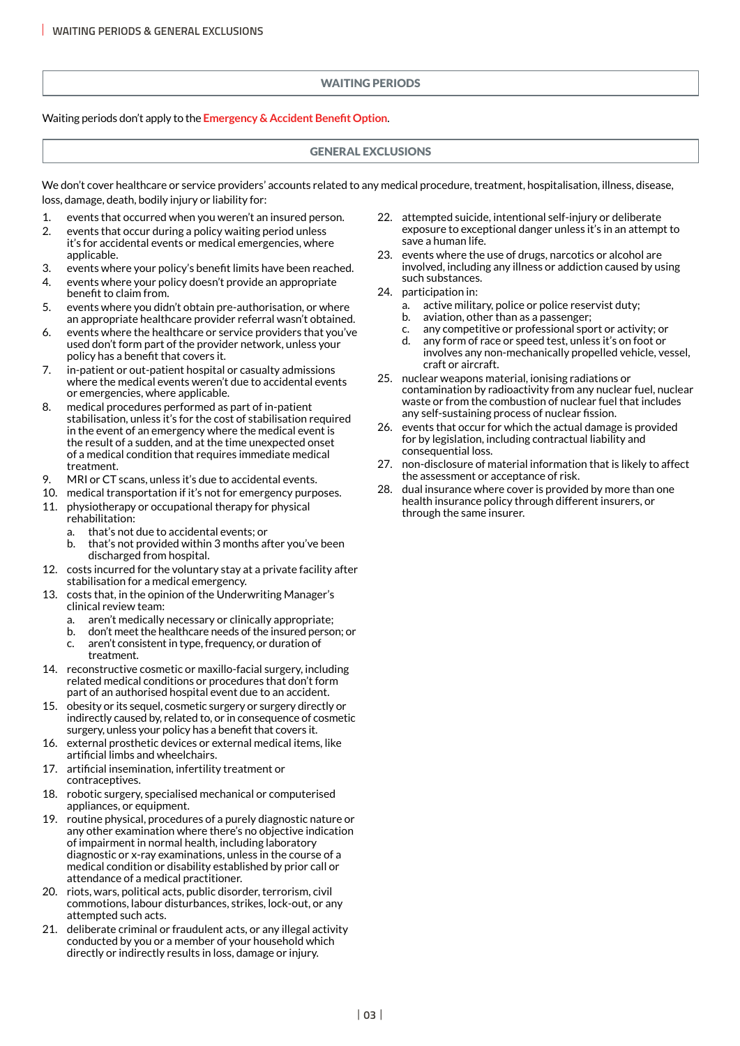## WAITING PERIODS

Waiting periods don't apply to the Emergency & Accident Benefit Option.

## GENERAL EXCLUSIONS

We don't cover healthcare or service providers' accounts related to any medical procedure, treatment, hospitalisation, illness, disease, loss, damage, death, bodily injury or liability for:

1. events that occurred when you weren't an insured person.
2. events that occur during a policy waiting period unless it's for accidental events or medical emergencies, where applicable.
3. events where your policy's benefit limits have been reached.
4. events where your policy doesn't provide an appropriate benefit to claim from.
5. events where you didn't obtain pre-authorisation, or where an appropriate healthcare provider referral wasn't obtained.
6. events where the healthcare or service providers that you've used don't form part of the provider network, unless your policy has a benefit that covers it.
7. in-patient or out-patient hospital or casualty admissions where the medical events weren't due to accidental events or emergencies, where applicable.
8. medical procedures performed as part of in-patient stabilisation, unless it's for the cost of stabilisation required in the event of an emergency where the medical event is the result of a sudden, and at the time unexpected onset of a medical condition that requires immediate medical treatment.
9. MRI or CT scans, unless it's due to accidental events.
10. medical transportation if it's not for emergency purposes.
11. physiotherapy or occupational therapy for physical rehabilitation:
    a. that's not due to accidental events; or
    b. that's not provided within 3 months after you've been discharged from hospital.
12. costs incurred for the voluntary stay at a private facility after stabilisation for a medical emergency.
13. costs that, in the opinion of the Underwriting Manager's clinical review team:
    a. aren't medically necessary or clinically appropriate;
    b. don't meet the healthcare needs of the insured person; or
    c. aren't consistent in type, frequency, or duration of treatment.
14. reconstructive cosmetic or maxillo-facial surgery, including related medical conditions or procedures that don't form part of an authorised hospital event due to an accident.
15. obesity or its sequel, cosmetic surgery or surgery directly or indirectly caused by, related to, or in consequence of cosmetic surgery, unless your policy has a benefit that covers it.
16. external prosthetic devices or external medical items, like artificial limbs and wheelchairs.
17. artificial insemination, infertility treatment or contraceptives.
18. robotic surgery, specialised mechanical or computerised appliances, or equipment.
19. routine physical, procedures of a purely diagnostic nature or any other examination where there's no objective indication of impairment in normal health, including laboratory diagnostic or x-ray examinations, unless in the course of a medical condition or disability established by prior call or attendance of a medical practitioner.
20. riots, wars, political acts, public disorder, terrorism, civil commotions, labour disturbances, strikes, lock-out, or any attempted such acts.
21. deliberate criminal or fraudulent acts, or any illegal activity conducted by you or a member of your household which directly or indirectly results in loss, damage or injury.
22. attempted suicide, intentional self-injury or deliberate exposure to exceptional danger unless it's in an attempt to save a human life.
23. events where the use of drugs, narcotics or alcohol are involved, including any illness or addiction caused by using such substances.
24. participation in:
    a. active military, police or police reservist duty;
    b. aviation, other than as a passenger;
    c. any competitive or professional sport or activity; or
    d. any form of race or speed test, unless it's on foot or involves any non-mechanically propelled vehicle, vessel, craft or aircraft.
25. nuclear weapons material, ionising radiations or contamination by radioactivity from any nuclear fuel, nuclear waste or from the combustion of nuclear fuel that includes any self-sustaining process of nuclear fission.
26. events that occur for which the actual damage is provided for by legislation, including contractual liability and consequential loss.
27. non-disclosure of material information that is likely to affect the assessment or acceptance of risk.
28. dual insurance where cover is provided by more than one health insurance policy through different insurers, or through the same insurer.